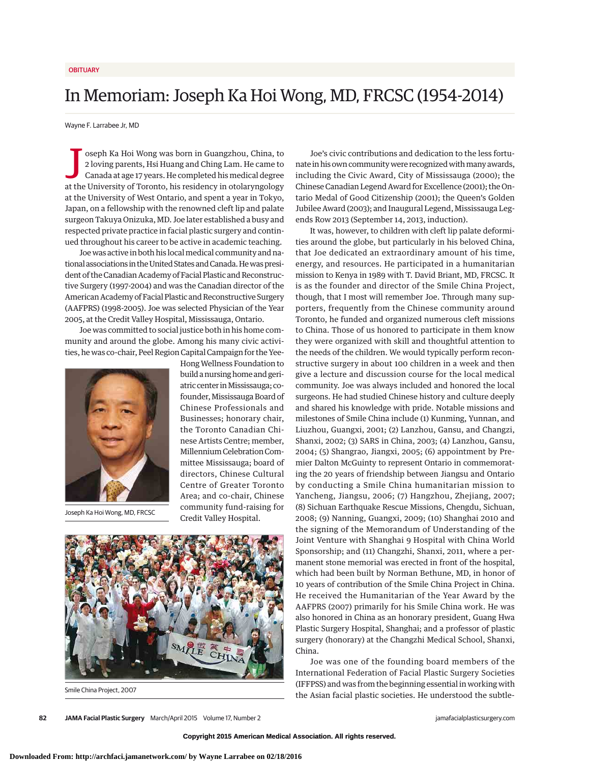OBITUARY

# In Memoriam: Joseph Ka Hoi Wong, MD, FRCSC (1954-2014)

Wayne F. Larrabee Jr, MD

Joseph Ka Hoi Wong was born in Guangzhou, China, to 2 loving parents, Hsi Huang and Ching Lam. He came to Canada at age 17 years. He completed his medical degree at the University of Toronto, his residency in otolaryngology at the University of West Ontario, and spent a year in Tokyo, Japan, on a fellowship with the renowned cleft lip and palate surgeon Takuya Onizuka, MD. Joe later established a busy and respected private practice in facial plastic surgery and continued throughout his career to be active in academic teaching.

Joe was active in both his local medical community and national associations in the United States and Canada. He was president of the Canadian Academy of Facial Plastic and Reconstructive Surgery (1997-2004) and was the Canadian director of the American Academy of Facial Plastic and Reconstructive Surgery (AAFPRS) (1998-2005). Joe was selected Physician of the Year 2005, at the Credit Valley Hospital, Mississauga, Ontario.

Joe was committed to social justice both in his home community and around the globe. Among his many civic activities, he was co-chair, Peel Region Capital Campaign for the Yee-Hong Wellness Foundation to build a nursing home and geriatric center in Mississauga; co-founder, Mississauga Board of Chinese Professionals and Businesses; honorary chair, the Toronto Canadian Chinese Artists Centre; member, Millennium Celebration Committee Mississauga; board of directors, Chinese Cultural Centre of Greater Toronto Area; and co-chair, Chinese community fund-raising for Credit Valley Hospital.

Joseph Ka Hoi Wong, MD, FRCSC

Smile China Project, 2007

Joe's civic contributions and dedication to the less fortunate in his own community were recognized with many awards, including the Civic Award, City of Mississauga (2000); the Chinese Canadian Legend Award for Excellence (2001); the Ontario Medal of Good Citizenship (2001); the Queen's Golden Jubilee Award (2003); and Inaugural Legend, Mississauga Legends Row 2013 (September 14, 2013, induction).

It was, however, to children with cleft lip palate deformities around the globe, but particularly in his beloved China, that Joe dedicated an extraordinary amount of his time, energy, and resources. He participated in a humanitarian mission to Kenya in 1989 with T. David Briant, MD, FRCSC. It is as the founder and director of the Smile China Project, though, that I most will remember Joe. Through many supporters, frequently from the Chinese community around Toronto, he funded and organized numerous cleft missions to China. Those of us honored to participate in them know they were organized with skill and thoughtful attention to the needs of the children. We would typically perform reconstructive surgery in about 100 children in a week and then give a lecture and discussion course for the local medical community. Joe was always included and honored the local surgeons. He had studied Chinese history and culture deeply and shared his knowledge with pride. Notable missions and milestones of Smile China include (1) Kunming, Yunnan, and Liuzhou, Guangxi, 2001; (2) Lanzhou, Gansu, and Changzi, Shanxi, 2002; (3) SARS in China, 2003; (4) Lanzhou, Gansu, 2004; (5) Shangrao, Jiangxi, 2005; (6) appointment by Premier Dalton McGuinty to represent Ontario in commemorating the 20 years of friendship between Jiangsu and Ontario by conducting a Smile China humanitarian mission to Yancheng, Jiangsu, 2006; (7) Hangzhou, Zhejiang, 2007; (8) Sichuan Earthquake Rescue Missions, Chengdu, Sichuan, 2008; (9) Nanning, Guangxi, 2009; (10) Shanghai 2010 and the signing of the Memorandum of Understanding of the Joint Venture with Shanghai 9 Hospital with China World Sponsorship; and (11) Changzhi, Shanxi, 2011, where a permanent stone memorial was erected in front of the hospital, which had been built by Norman Bethune, MD, in honor of 10 years of contribution of the Smile China Project in China. He received the Humanitarian of the Year Award by the AAFPRS (2007) primarily for his Smile China work. He was also honored in China as an honorary president, Guang Hwa Plastic Surgery Hospital, Shanghai; and a professor of plastic surgery (honorary) at the Changzhi Medical School, Shanxi, China.

Joe was one of the founding board members of the International Federation of Facial Plastic Surgery Societies (IFFPSS) and was from the beginning essential in working with the Asian facial plastic societies. He understood the subtle-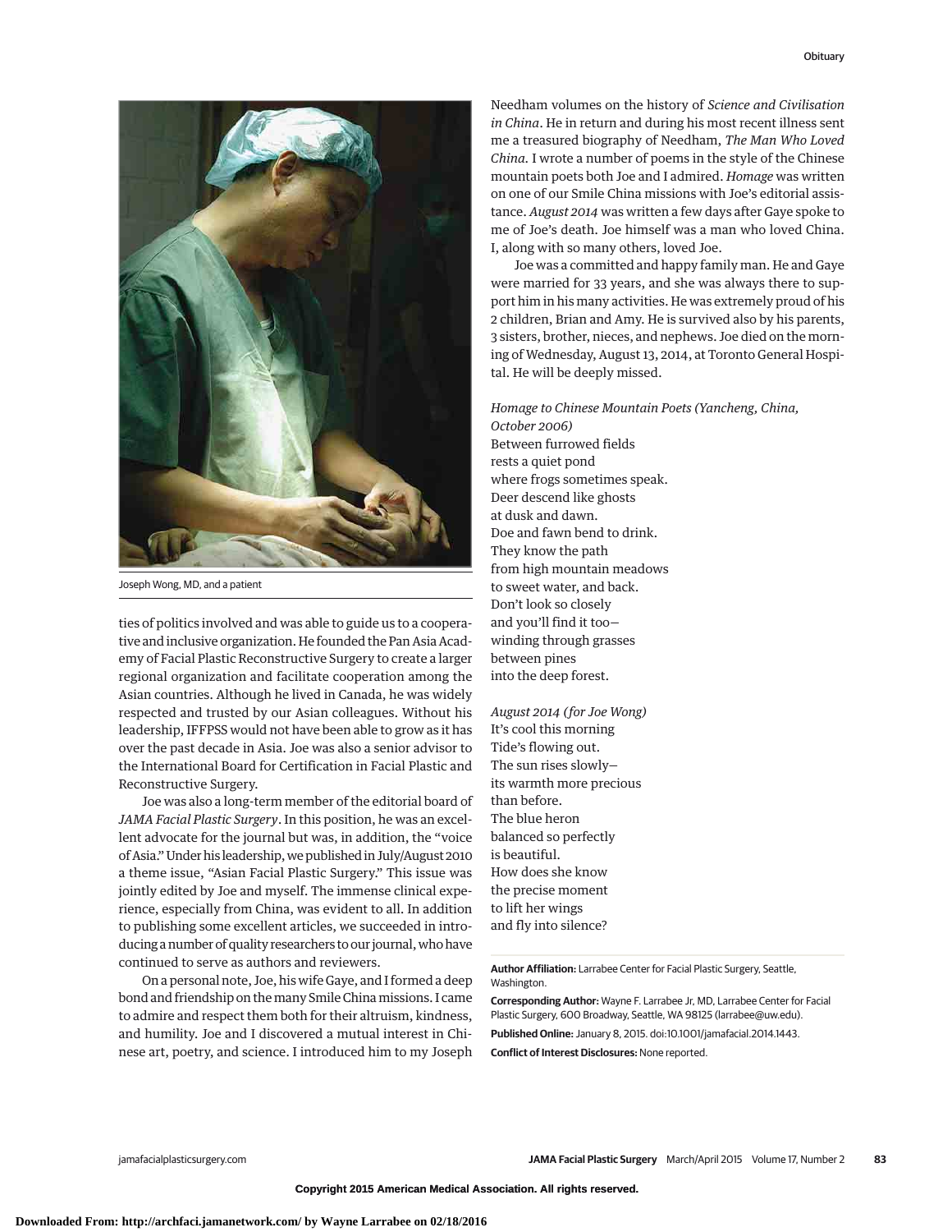Joseph Wong, MD, and a patient

ties of politics involved and was able to guide us to a cooperative and inclusive organization. He founded the Pan Asia Academy of Facial Plastic Reconstructive Surgery to create a larger regional organization and facilitate cooperation among the Asian countries. Although he lived in Canada, he was widely respected and trusted by our Asian colleagues. Without his leadership, IFFPSS would not have been able to grow as it has over the past decade in Asia. Joe was also a senior advisor to the International Board for Certification in Facial Plastic and Reconstructive Surgery.

Joe was also a long-term member of the editorial board of *JAMA Facial Plastic Surgery*. In this position, he was an excellent advocate for the journal but was, in addition, the "voice of Asia." Under his leadership, we published in July/August 2010 a theme issue, "Asian Facial Plastic Surgery." This issue was jointly edited by Joe and myself. The immense clinical experience, especially from China, was evident to all. In addition to publishing some excellent articles, we succeeded in introducing a number of quality researchers to our journal, who have continued to serve as authors and reviewers.

On a personal note, Joe, his wife Gaye, and I formed a deep bond and friendship on the many Smile China missions. I came to admire and respect them both for their altruism, kindness, and humility. Joe and I discovered a mutual interest in Chinese art, poetry, and science. I introduced him to my Joseph Needham volumes on the history of *Science and Civilisation in China*. He in return and during his most recent illness sent me a treasured biography of Needham, *The Man Who Loved China*. I wrote a number of poems in the style of the Chinese mountain poets both Joe and I admired. *Homage* was written on one of our Smile China missions with Joe's editorial assistance. *August 2014* was written a few days after Gaye spoke to me of Joe's death. Joe himself was a man who loved China. I, along with so many others, loved Joe.

Joe was a committed and happy family man. He and Gaye were married for 33 years, and she was always there to support him in his many activities. He was extremely proud of his 2 children, Brian and Amy. He is survived also by his parents, 3 sisters, brother, nieces, and nephews. Joe died on the morning of Wednesday, August 13, 2014, at Toronto General Hospital. He will be deeply missed.

*Homage to Chinese Mountain Poets (Yancheng, China, October 2006)*

Between furrowed fields
rests a quiet pond
where frogs sometimes speak.
Deer descend like ghosts
at dusk and dawn.
Doe and fawn bend to drink.
They know the path
from high mountain meadows
to sweet water, and back.
Don't look so closely
and you'll find it too—
winding through grasses
between pines
into the deep forest.

*August 2014 (for Joe Wong)*

It's cool this morning
Tide's flowing out.
The sun rises slowly—
its warmth more precious
than before.
The blue heron
balanced so perfectly
is beautiful.
How does she know
the precise moment
to lift her wings
and fly into silence?

**Author Affiliation:** Larrabee Center for Facial Plastic Surgery, Seattle, Washington.

**Corresponding Author:** Wayne F. Larrabee Jr, MD, Larrabee Center for Facial Plastic Surgery, 600 Broadway, Seattle, WA 98125 (larrabee@uw.edu).

**Published Online:** January 8, 2015. doi:10.1001/jamafacial.2014.1443.

**Conflict of Interest Disclosures:** None reported.